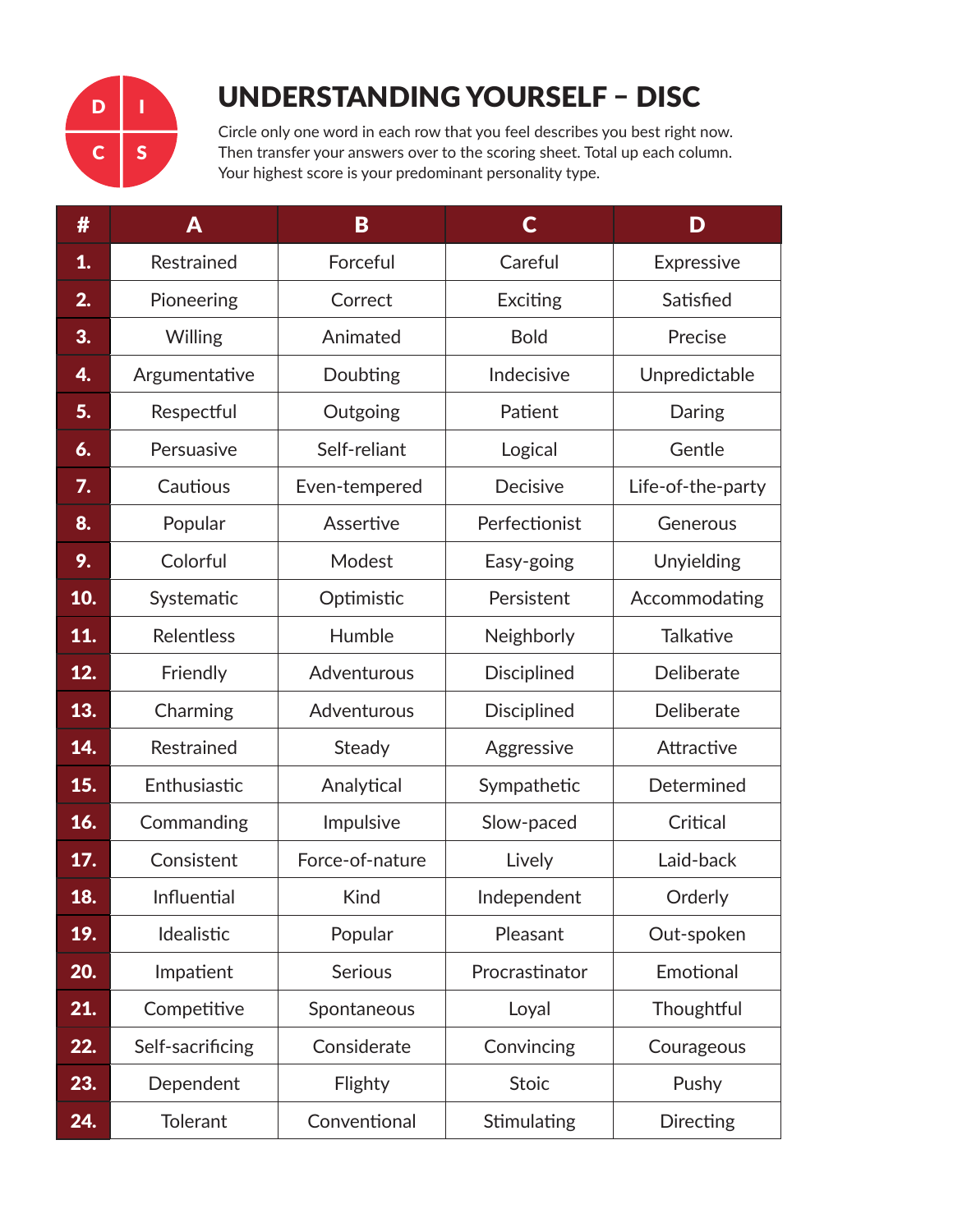# UNDERSTANDING YOURSELF – DISC

Circle only one word in each row that you feel describes you best right now. Then transfer your answers over to the scoring sheet. Total up each column. Your highest score is your predominant personality type.

| # | A | B | C | D |
|---|---|---|---|---|
| **1.** | Restrained | Forceful | Careful | Expressive |
| **2.** | Pioneering | Correct | Exciting | Satisfied |
| **3.** | Willing | Animated | Bold | Precise |
| **4.** | Argumentative | Doubting | Indecisive | Unpredictable |
| **5.** | Respectful | Outgoing | Patient | Daring |
| **6.** | Persuasive | Self-reliant | Logical | Gentle |
| **7.** | Cautious | Even-tempered | Decisive | Life-of-the-party |
| **8.** | Popular | Assertive | Perfectionist | Generous |
| **9.** | Colorful | Modest | Easy-going | Unyielding |
| **10.** | Systematic | Optimistic | Persistent | Accommodating |
| **11.** | Relentless | Humble | Neighborly | Talkative |
| **12.** | Friendly | Adventurous | Disciplined | Deliberate |
| **13.** | Charming | Adventurous | Disciplined | Deliberate |
| **14.** | Restrained | Steady | Aggressive | Attractive |
| **15.** | Enthusiastic | Analytical | Sympathetic | Determined |
| **16.** | Commanding | Impulsive | Slow-paced | Critical |
| **17.** | Consistent | Force-of-nature | Lively | Laid-back |
| **18.** | Influential | Kind | Independent | Orderly |
| **19.** | Idealistic | Popular | Pleasant | Out-spoken |
| **20.** | Impatient | Serious | Procrastinator | Emotional |
| **21.** | Competitive | Spontaneous | Loyal | Thoughtful |
| **22.** | Self-sacrificing | Considerate | Convincing | Courageous |
| **23.** | Dependent | Flighty | Stoic | Pushy |
| **24.** | Tolerant | Conventional | Stimulating | Directing |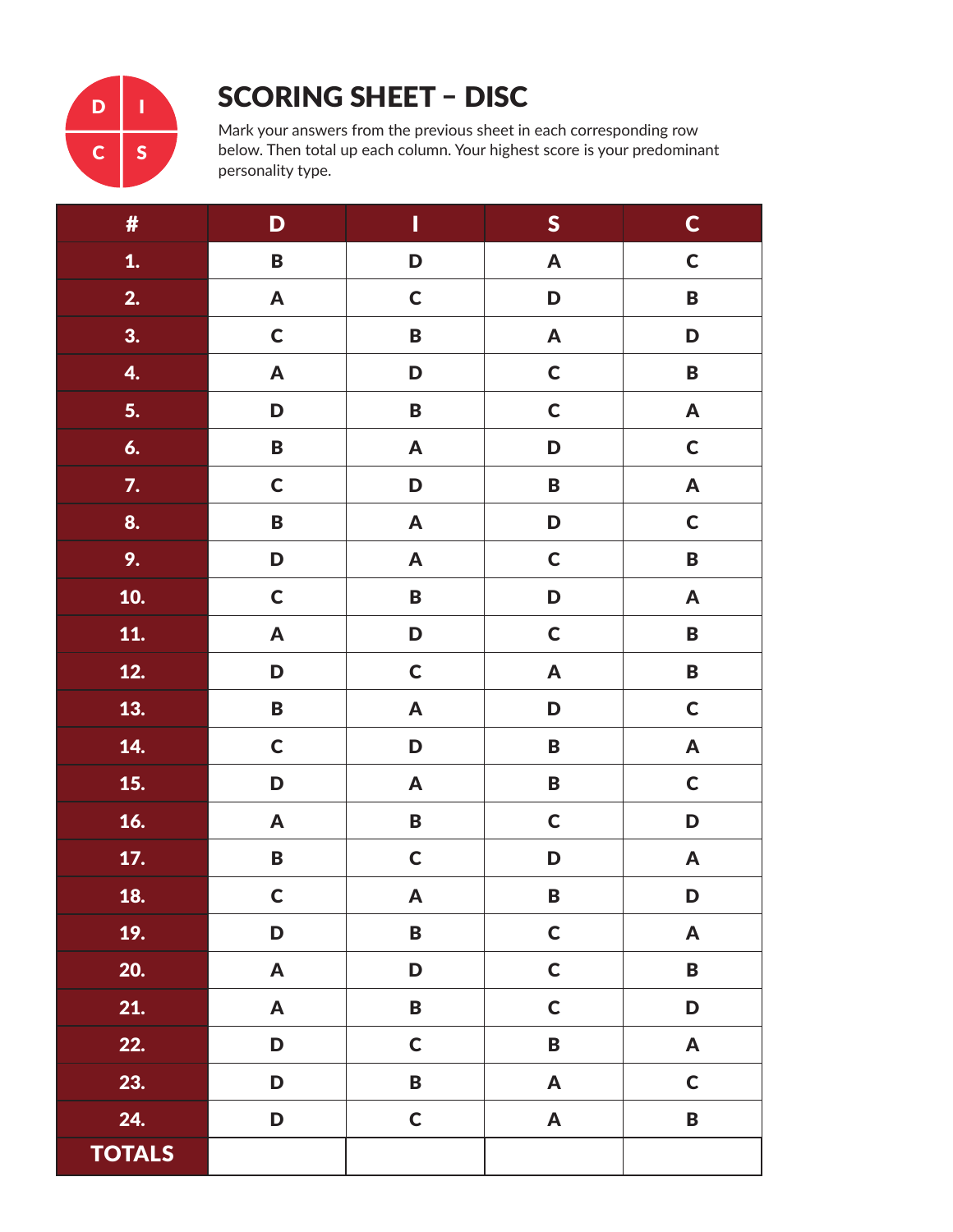# SCORING SHEET – DISC

Mark your answers from the previous sheet in each corresponding row below. Then total up each column. Your highest score is your predominant personality type.

| # | D | I | S | C |
|---|---|---|---|---|
| 1. | B | D | A | C |
| 2. | A | C | D | B |
| 3. | C | B | A | D |
| 4. | A | D | C | B |
| 5. | D | B | C | A |
| 6. | B | A | D | C |
| 7. | C | D | B | A |
| 8. | B | A | D | C |
| 9. | D | A | C | B |
| 10. | C | B | D | A |
| 11. | A | D | C | B |
| 12. | D | C | A | B |
| 13. | B | A | D | C |
| 14. | C | D | B | A |
| 15. | D | A | B | C |
| 16. | A | B | C | D |
| 17. | B | C | D | A |
| 18. | C | A | B | D |
| 19. | D | B | C | A |
| 20. | A | D | C | B |
| 21. | A | B | C | D |
| 22. | D | C | B | A |
| 23. | D | B | A | C |
| 24. | D | C | A | B |
| TOTALS | | | | |